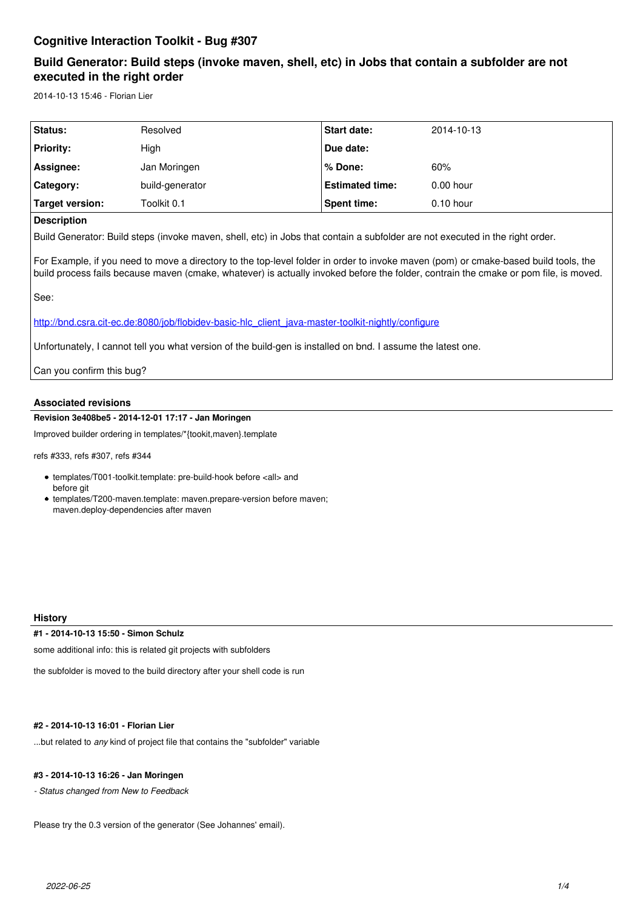# Cognitive Interaction Toolkit - Bug #307

## Build Generator: Build steps (invoke maven, shell, etc) in Jobs that contain a subfolder are not executed in the right order

2014-10-13 15:46 - Florian Lier

| Status: | Resolved | Start date: | 2014-10-13 |
|---|---|---|---|
| Priority: | High | Due date: | |
| Assignee: | Jan Moringen | % Done: | 60% |
| Category: | build-generator | Estimated time: | 0.00 hour |
| Target version: | Toolkit 0.1 | Spent time: | 0.10 hour |

**Description**

Build Generator: Build steps (invoke maven, shell, etc) in Jobs that contain a subfolder are not executed in the right order.

For Example, if you need to move a directory to the top-level folder in order to invoke maven (pom) or cmake-based build tools, the build process fails because maven (cmake, whatever) is actually invoked before the folder, contrain the cmake or pom file, is moved.

See:

http://bnd.csra.cit-ec.de:8080/job/flobidev-basic-hlc_client_java-master-toolkit-nightly/configure

Unfortunately, I cannot tell you what version of the build-gen is installed on bnd. I assume the latest one.

Can you confirm this bug?

### Associated revisions

**Revision 3e408be5 - 2014-12-01 17:17 - Jan Moringen**

Improved builder ordering in templates/*{tookit,maven}.template

refs #333, refs #307, refs #344

- templates/T001-toolkit.template: pre-build-hook before <all> and before git
- templates/T200-maven.template: maven.prepare-version before maven; maven.deploy-dependencies after maven

### History

**#1 - 2014-10-13 15:50 - Simon Schulz**

some additional info: this is related git projects with subfolders

the subfolder is moved to the build directory after your shell code is run

**#2 - 2014-10-13 16:01 - Florian Lier**

...but related to *any* kind of project file that contains the "subfolder" variable

**#3 - 2014-10-13 16:26 - Jan Moringen**

*- Status changed from New to Feedback*

Please try the 0.3 version of the generator (See Johannes' email).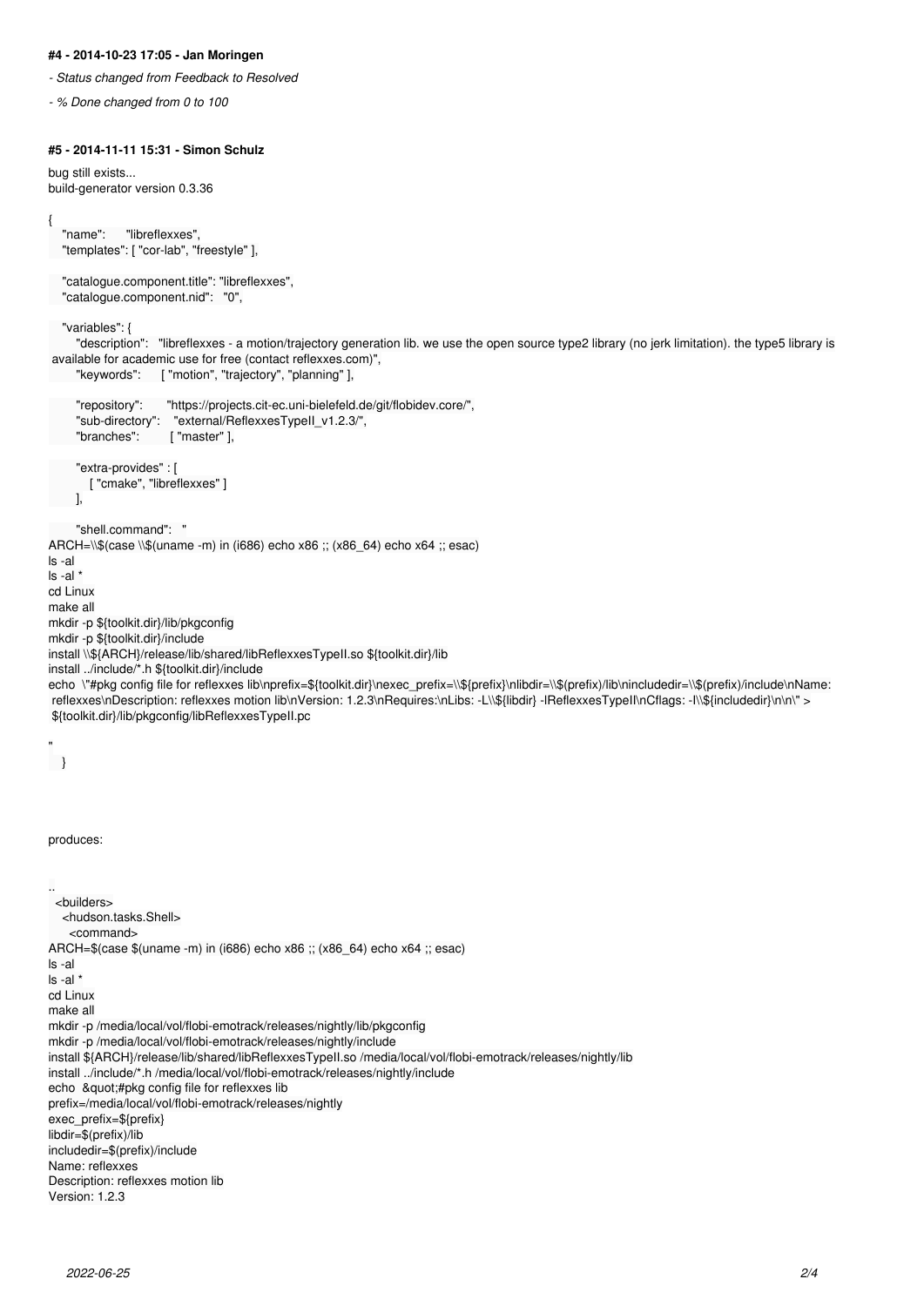#### #4 - 2014-10-23 17:05 - Jan Moringen

- *Status changed from Feedback to Resolved*
- *% Done changed from 0 to 100*

#### #5 - 2014-11-11 15:31 - Simon Schulz

bug still exists...
build-generator version 0.3.36

```
{
    "name":      "libreflexxes",
    "templates": [ "cor-lab", "freestyle" ],

    "catalogue.component.title": "libreflexxes",
    "catalogue.component.nid":   "0",

    "variables": {
        "description":   "libreflexxes - a motion/trajectory generation lib. we use the open source type2 library (no jerk limitation). the type5 library is available for academic use for free (contact reflexxes.com)",
        "keywords":      [ "motion", "trajectory", "planning" ],

        "repository":       "https://projects.cit-ec.uni-bielefeld.de/git/flobidev.core/",
        "sub-directory":    "external/ReflexxesTypeII_v1.2.3/",
        "branches":         [ "master" ],

        "extra-provides" : [
            [ "cmake", "libreflexxes" ]
        ],

        "shell.command":   "
ARCH=\\$(case \\$(uname -m) in (i686) echo x86 ;; (x86_64) echo x64 ;; esac)
ls -al
ls -al *
cd Linux
make all
mkdir -p ${toolkit.dir}/lib/pkgconfig
mkdir -p ${toolkit.dir}/include
install \\${ARCH}/release/lib/shared/libReflexxesTypeII.so ${toolkit.dir}/lib
install ../include/*.h ${toolkit.dir}/include
echo  \"#pkg config file for reflexxes lib\nprefix=${toolkit.dir}\nexec_prefix=\\${prefix}\nlibdir=\\$(prefix)/lib\nincludedir=\\$(prefix)/include\nName: reflexxes\nDescription: reflexxes motion lib\nVersion: 1.2.3\nRequires:\nLibs: -L\\${libdir} -lReflexxesTypeII\nCflags: -I\\${includedir}\n\n\" > ${toolkit.dir}/lib/pkgconfig/libReflexxesTypeII.pc

"
    }
```

produces:

```
..
  <builders>
    <hudson.tasks.Shell>
      <command>
ARCH=$(case $(uname -m) in (i686) echo x86 ;; (x86_64) echo x64 ;; esac)
ls -al
ls -al *
cd Linux
make all
mkdir -p /media/local/vol/flobi-emotrack/releases/nightly/lib/pkgconfig
mkdir -p /media/local/vol/flobi-emotrack/releases/nightly/include
install ${ARCH}/release/lib/shared/libReflexxesTypeII.so /media/local/vol/flobi-emotrack/releases/nightly/lib
install ../include/*.h /media/local/vol/flobi-emotrack/releases/nightly/include
echo  &quot;#pkg config file for reflexxes lib
prefix=/media/local/vol/flobi-emotrack/releases/nightly
exec_prefix=${prefix}
libdir=$(prefix)/lib
includedir=$(prefix)/include
Name: reflexxes
Description: reflexxes motion lib
Version: 1.2.3
```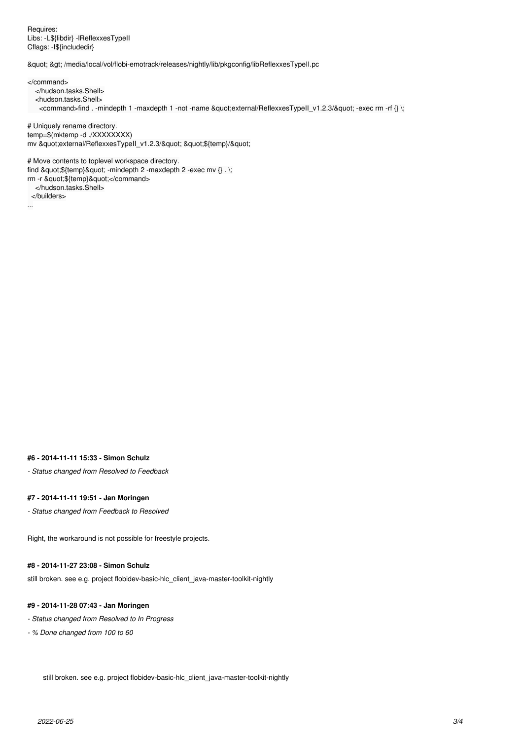```
Requires:
Libs: -L${libdir} -lReflexxesTypeII
Cflags: -I${includedir}

&quot; &gt; /media/local/vol/flobi-emotrack/releases/nightly/lib/pkgconfig/libReflexxesTypeII.pc

</command>
    </hudson.tasks.Shell>
    <hudson.tasks.Shell>
      <command>find . -mindepth 1 -maxdepth 1 -not -name &quot;external/ReflexxesTypeII_v1.2.3/&quot; -exec rm -rf {} \;

# Uniquely rename directory.
temp=$(mktemp -d ./XXXXXXXX)
mv &quot;external/ReflexxesTypeII_v1.2.3/&quot; &quot;${temp}/&quot;

# Move contents to toplevel workspace directory.
find &quot;${temp}&quot; -mindepth 2 -maxdepth 2 -exec mv {} . \;
rm -r &quot;${temp}&quot;</command>
    </hudson.tasks.Shell>
  </builders>
...
```

#### #6 - 2014-11-11 15:33 - Simon Schulz

*- Status changed from Resolved to Feedback*

#### #7 - 2014-11-11 19:51 - Jan Moringen

*- Status changed from Feedback to Resolved*

Right, the workaround is not possible for freestyle projects.

#### #8 - 2014-11-27 23:08 - Simon Schulz

still broken. see e.g. project flobidev-basic-hlc_client_java-master-toolkit-nightly

#### #9 - 2014-11-28 07:43 - Jan Moringen

*- Status changed from Resolved to In Progress*

*- % Done changed from 100 to 60*

> still broken. see e.g. project flobidev-basic-hlc_client_java-master-toolkit-nightly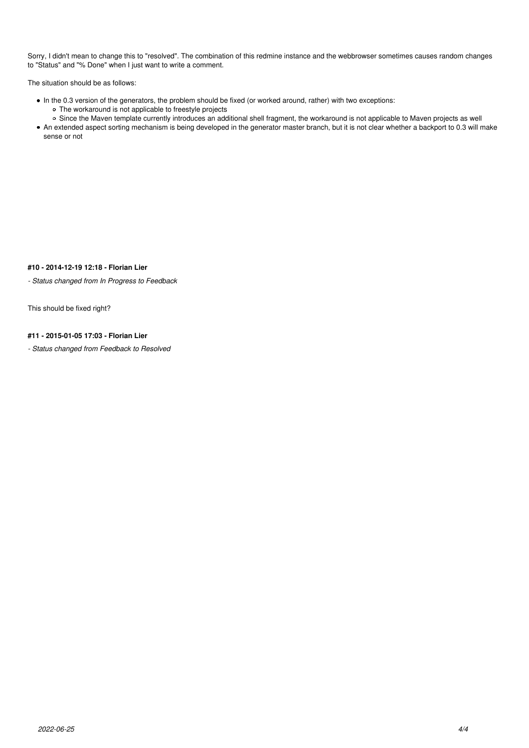Sorry, I didn't mean to change this to "resolved". The combination of this redmine instance and the webbrowser sometimes causes random changes to "Status" and "% Done" when I just want to write a comment.

The situation should be as follows:

- In the 0.3 version of the generators, the problem should be fixed (or worked around, rather) with two exceptions:
  - The workaround is not applicable to freestyle projects
  - Since the Maven template currently introduces an additional shell fragment, the workaround is not applicable to Maven projects as well
- An extended aspect sorting mechanism is being developed in the generator master branch, but it is not clear whether a backport to 0.3 will make sense or not

**#10 - 2014-12-19 12:18 - Florian Lier**

*- Status changed from In Progress to Feedback*

This should be fixed right?

**#11 - 2015-01-05 17:03 - Florian Lier**

*- Status changed from Feedback to Resolved*